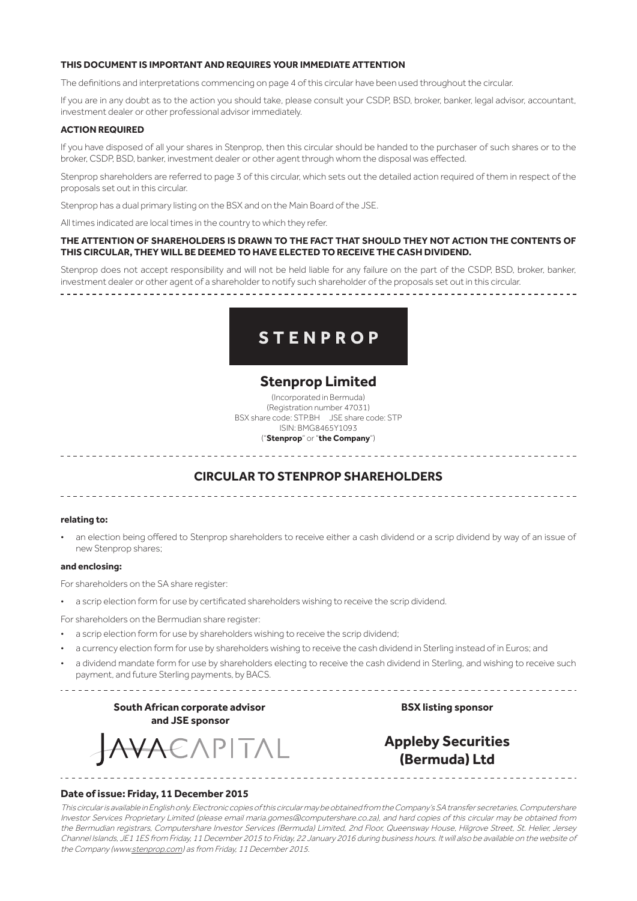**THIS DOCUMENT IS IMPORTANT AND REQUIRES YOUR IMMEDIATE ATTENTION**

The definitions and interpretations commencing on page 4 of this circular have been used throughout the circular.

If you are in any doubt as to the action you should take, please consult your CSDP, BSD, broker, banker, legal advisor, accountant, investment dealer or other professional advisor immediately.

**ACTION REQUIRED**

If you have disposed of all your shares in Stenprop, then this circular should be handed to the purchaser of such shares or to the broker, CSDP, BSD, banker, investment dealer or other agent through whom the disposal was effected.

Stenprop shareholders are referred to page 3 of this circular, which sets out the detailed action required of them in respect of the proposals set out in this circular.

Stenprop has a dual primary listing on the BSX and on the Main Board of the JSE.

All times indicated are local times in the country to which they refer.

**THE ATTENTION OF SHAREHOLDERS IS DRAWN TO THE FACT THAT SHOULD THEY NOT ACTION THE CONTENTS OF THIS CIRCULAR, THEY WILL BE DEEMED TO HAVE ELECTED TO RECEIVE THE CASH DIVIDEND.**

Stenprop does not accept responsibility and will not be held liable for any failure on the part of the CSDP, BSD, broker, banker, investment dealer or other agent of a shareholder to notify such shareholder of the proposals set out in this circular.

**STENPROP**

## Stenprop Limited

(Incorporated in Bermuda)
(Registration number 47031)
BSX share code: STP.BH JSE share code: STP
ISIN: BMG8465Y1093
("**Stenprop**" or "**the Company**")

## CIRCULAR TO STENPROP SHAREHOLDERS

**relating to:**

- an election being offered to Stenprop shareholders to receive either a cash dividend or a scrip dividend by way of an issue of new Stenprop shares;

**and enclosing:**

For shareholders on the SA share register:

- a scrip election form for use by certificated shareholders wishing to receive the scrip dividend.

For shareholders on the Bermudian share register:

- a scrip election form for use by shareholders wishing to receive the scrip dividend;
- a currency election form for use by shareholders wishing to receive the cash dividend in Sterling instead of in Euros; and
- a dividend mandate form for use by shareholders electing to receive the cash dividend in Sterling, and wishing to receive such payment, and future Sterling payments, by BACS.

**South African corporate advisor and JSE sponsor**

JAVACAPITAL

**BSX listing sponsor**

**Appleby Securities (Bermuda) Ltd**

**Date of issue: Friday, 11 December 2015**

*This circular is available in English only. Electronic copies of this circular may be obtained from the Company's SA transfer secretaries, Computershare Investor Services Proprietary Limited (please email maria.gomes@computershare.co.za), and hard copies of this circular may be obtained from the Bermudian registrars, Computershare Investor Services (Bermuda) Limited, 2nd Floor, Queensway House, Hilgrove Street, St. Helier, Jersey Channel Islands, JE1 1ES from Friday, 11 December 2015 to Friday, 22 January 2016 during business hours. It will also be available on the website of the Company (www.stenprop.com) as from Friday, 11 December 2015.*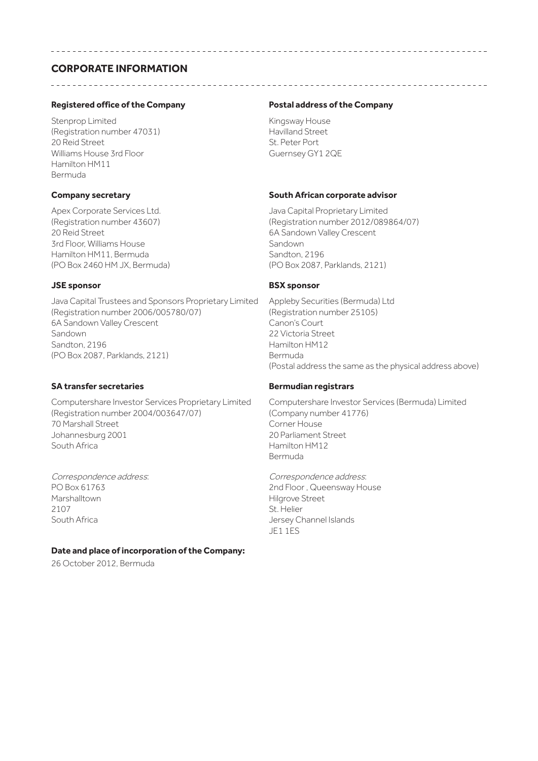## CORPORATE INFORMATION

**Registered office of the Company**

Stenprop Limited
(Registration number 47031)
20 Reid Street
Williams House 3rd Floor
Hamilton HM11
Bermuda

**Postal address of the Company**

Kingsway House
Havilland Street
St. Peter Port
Guernsey GY1 2QE

**Company secretary**

Apex Corporate Services Ltd.
(Registration number 43607)
20 Reid Street
3rd Floor, Williams House
Hamilton HM11, Bermuda
(PO Box 2460 HM JX, Bermuda)

**South African corporate advisor**

Java Capital Proprietary Limited
(Registration number 2012/089864/07)
6A Sandown Valley Crescent
Sandown
Sandton, 2196
(PO Box 2087, Parklands, 2121)

**JSE sponsor**

Java Capital Trustees and Sponsors Proprietary Limited
(Registration number 2006/005780/07)
6A Sandown Valley Crescent
Sandown
Sandton, 2196
(PO Box 2087, Parklands, 2121)

**BSX sponsor**

Appleby Securities (Bermuda) Ltd
(Registration number 25105)
Canon's Court
22 Victoria Street
Hamilton HM12
Bermuda
(Postal address the same as the physical address above)

**SA transfer secretaries**

Computershare Investor Services Proprietary Limited
(Registration number 2004/003647/07)
70 Marshall Street
Johannesburg 2001
South Africa

*Correspondence address*:
PO Box 61763
Marshalltown
2107
South Africa

**Bermudian registrars**

Computershare Investor Services (Bermuda) Limited
(Company number 41776)
Corner House
20 Parliament Street
Hamilton HM12
Bermuda

*Correspondence address*:
2nd Floor , Queensway House
Hilgrove Street
St. Helier
Jersey Channel Islands
JE1 1ES

**Date and place of incorporation of the Company:**

26 October 2012, Bermuda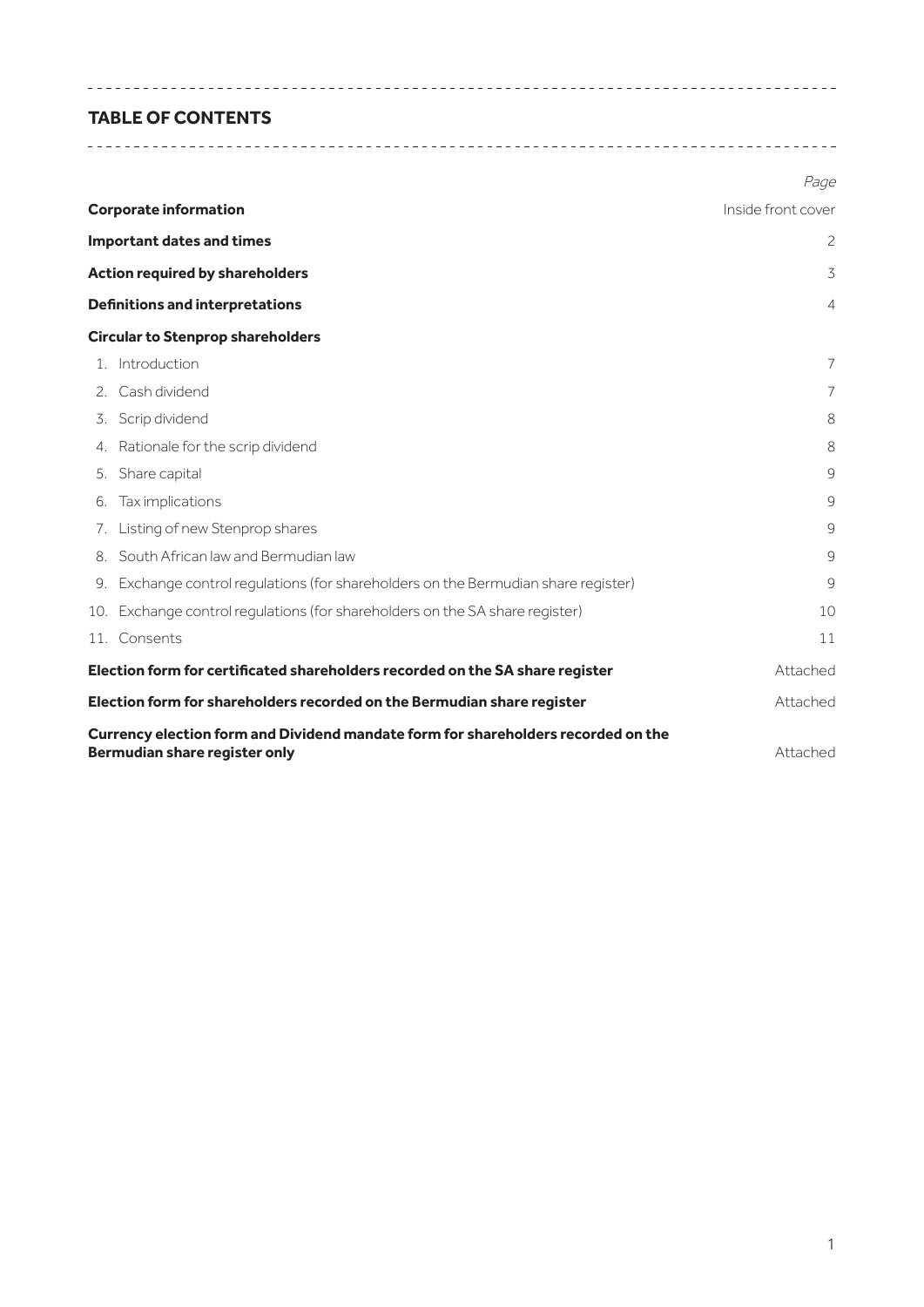## TABLE OF CONTENTS

| | Page |
|---|---|
| **Corporate information** | Inside front cover |
| **Important dates and times** | 2 |
| **Action required by shareholders** | 3 |
| **Definitions and interpretations** | 4 |
| **Circular to Stenprop shareholders** | |
| 1. Introduction | 7 |
| 2. Cash dividend | 7 |
| 3. Scrip dividend | 8 |
| 4. Rationale for the scrip dividend | 8 |
| 5. Share capital | 9 |
| 6. Tax implications | 9 |
| 7. Listing of new Stenprop shares | 9 |
| 8. South African law and Bermudian law | 9 |
| 9. Exchange control regulations (for shareholders on the Bermudian share register) | 9 |
| 10. Exchange control regulations (for shareholders on the SA share register) | 10 |
| 11. Consents | 11 |
| **Election form for certificated shareholders recorded on the SA share register** | Attached |
| **Election form for shareholders recorded on the Bermudian share register** | Attached |
| **Currency election form and Dividend mandate form for shareholders recorded on the Bermudian share register only** | Attached |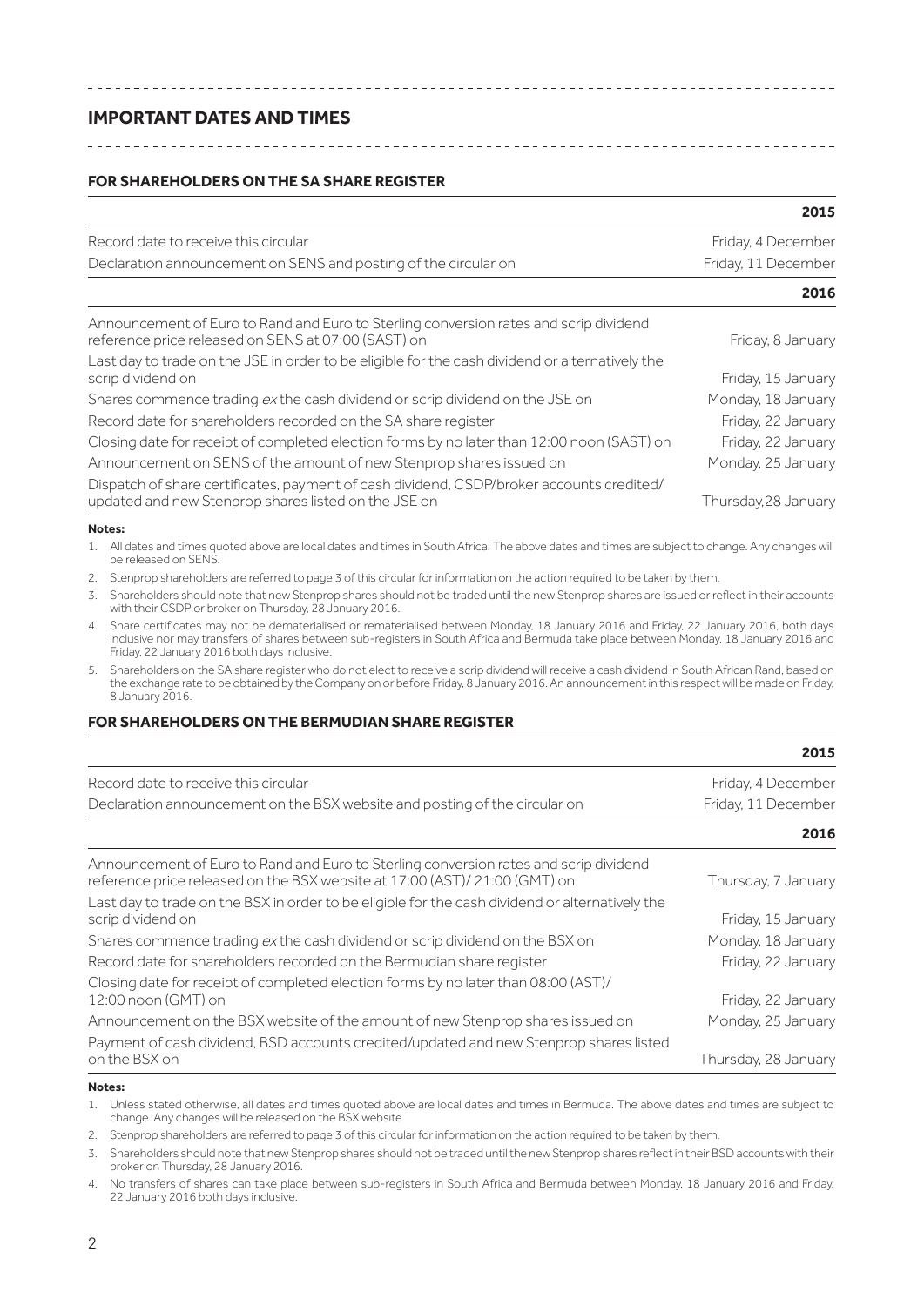## IMPORTANT DATES AND TIMES

### FOR SHAREHOLDERS ON THE SA SHARE REGISTER

| | **2015** |
|---|---|
| Record date to receive this circular | Friday, 4 December |
| Declaration announcement on SENS and posting of the circular on | Friday, 11 December |
| | **2016** |
| Announcement of Euro to Rand and Euro to Sterling conversion rates and scrip dividend reference price released on SENS at 07:00 (SAST) on | Friday, 8 January |
| Last day to trade on the JSE in order to be eligible for the cash dividend or alternatively the scrip dividend on | Friday, 15 January |
| Shares commence trading *ex* the cash dividend or scrip dividend on the JSE on | Monday, 18 January |
| Record date for shareholders recorded on the SA share register | Friday, 22 January |
| Closing date for receipt of completed election forms by no later than 12:00 noon (SAST) on | Friday, 22 January |
| Announcement on SENS of the amount of new Stenprop shares issued on | Monday, 25 January |
| Dispatch of share certificates, payment of cash dividend, CSDP/broker accounts credited/ updated and new Stenprop shares listed on the JSE on | Thursday,28 January |

**Notes:**

1. All dates and times quoted above are local dates and times in South Africa. The above dates and times are subject to change. Any changes will be released on SENS.
2. Stenprop shareholders are referred to page 3 of this circular for information on the action required to be taken by them.
3. Shareholders should note that new Stenprop shares should not be traded until the new Stenprop shares are issued or reflect in their accounts with their CSDP or broker on Thursday, 28 January 2016.
4. Share certificates may not be dematerialised or rematerialised between Monday, 18 January 2016 and Friday, 22 January 2016, both days inclusive nor may transfers of shares between sub-registers in South Africa and Bermuda take place between Monday, 18 January 2016 and Friday, 22 January 2016 both days inclusive.
5. Shareholders on the SA share register who do not elect to receive a scrip dividend will receive a cash dividend in South African Rand, based on the exchange rate to be obtained by the Company on or before Friday, 8 January 2016. An announcement in this respect will be made on Friday, 8 January 2016.

### FOR SHAREHOLDERS ON THE BERMUDIAN SHARE REGISTER

| | **2015** |
|---|---|
| Record date to receive this circular | Friday, 4 December |
| Declaration announcement on the BSX website and posting of the circular on | Friday, 11 December |
| | **2016** |
| Announcement of Euro to Rand and Euro to Sterling conversion rates and scrip dividend reference price released on the BSX website at 17:00 (AST)/ 21:00 (GMT) on | Thursday, 7 January |
| Last day to trade on the BSX in order to be eligible for the cash dividend or alternatively the scrip dividend on | Friday, 15 January |
| Shares commence trading *ex* the cash dividend or scrip dividend on the BSX on | Monday, 18 January |
| Record date for shareholders recorded on the Bermudian share register | Friday, 22 January |
| Closing date for receipt of completed election forms by no later than 08:00 (AST)/ 12:00 noon (GMT) on | Friday, 22 January |
| Announcement on the BSX website of the amount of new Stenprop shares issued on | Monday, 25 January |
| Payment of cash dividend, BSD accounts credited/updated and new Stenprop shares listed on the BSX on | Thursday, 28 January |

**Notes:**

1. Unless stated otherwise, all dates and times quoted above are local dates and times in Bermuda. The above dates and times are subject to change. Any changes will be released on the BSX website.
2. Stenprop shareholders are referred to page 3 of this circular for information on the action required to be taken by them.
3. Shareholders should note that new Stenprop shares should not be traded until the new Stenprop shares reflect in their BSD accounts with their broker on Thursday, 28 January 2016.
4. No transfers of shares can take place between sub-registers in South Africa and Bermuda between Monday, 18 January 2016 and Friday, 22 January 2016 both days inclusive.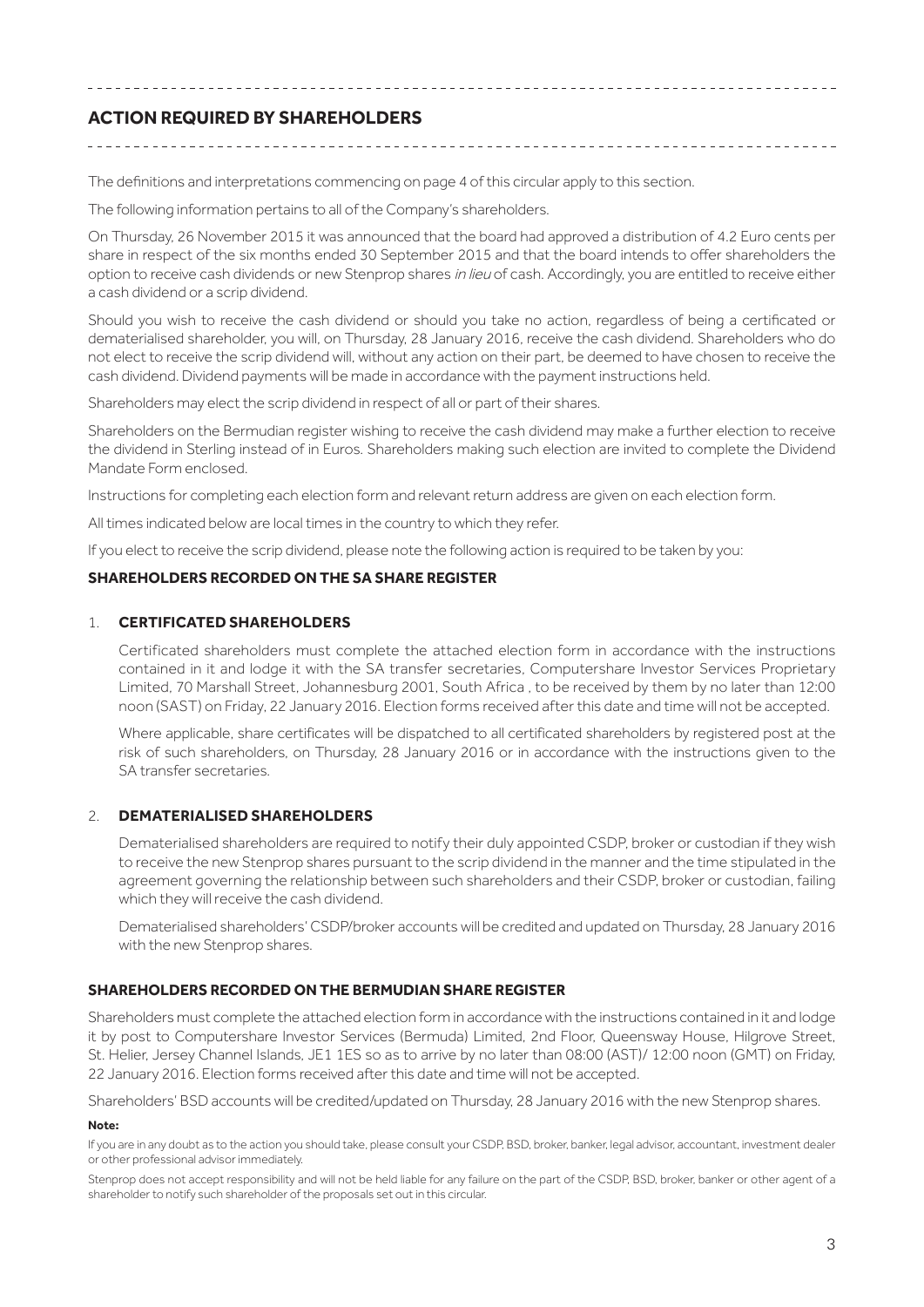# ACTION REQUIRED BY SHAREHOLDERS

The definitions and interpretations commencing on page 4 of this circular apply to this section.

The following information pertains to all of the Company's shareholders.

On Thursday, 26 November 2015 it was announced that the board had approved a distribution of 4.2 Euro cents per share in respect of the six months ended 30 September 2015 and that the board intends to offer shareholders the option to receive cash dividends or new Stenprop shares *in lieu* of cash. Accordingly, you are entitled to receive either a cash dividend or a scrip dividend.

Should you wish to receive the cash dividend or should you take no action, regardless of being a certificated or dematerialised shareholder, you will, on Thursday, 28 January 2016, receive the cash dividend. Shareholders who do not elect to receive the scrip dividend will, without any action on their part, be deemed to have chosen to receive the cash dividend. Dividend payments will be made in accordance with the payment instructions held.

Shareholders may elect the scrip dividend in respect of all or part of their shares.

Shareholders on the Bermudian register wishing to receive the cash dividend may make a further election to receive the dividend in Sterling instead of in Euros. Shareholders making such election are invited to complete the Dividend Mandate Form enclosed.

Instructions for completing each election form and relevant return address are given on each election form.

All times indicated below are local times in the country to which they refer.

If you elect to receive the scrip dividend, please note the following action is required to be taken by you:

## SHAREHOLDERS RECORDED ON THE SA SHARE REGISTER

### 1. CERTIFICATED SHAREHOLDERS

Certificated shareholders must complete the attached election form in accordance with the instructions contained in it and lodge it with the SA transfer secretaries, Computershare Investor Services Proprietary Limited, 70 Marshall Street, Johannesburg 2001, South Africa , to be received by them by no later than 12:00 noon (SAST) on Friday, 22 January 2016. Election forms received after this date and time will not be accepted.

Where applicable, share certificates will be dispatched to all certificated shareholders by registered post at the risk of such shareholders, on Thursday, 28 January 2016 or in accordance with the instructions given to the SA transfer secretaries.

### 2. DEMATERIALISED SHAREHOLDERS

Dematerialised shareholders are required to notify their duly appointed CSDP, broker or custodian if they wish to receive the new Stenprop shares pursuant to the scrip dividend in the manner and the time stipulated in the agreement governing the relationship between such shareholders and their CSDP, broker or custodian, failing which they will receive the cash dividend.

Dematerialised shareholders' CSDP/broker accounts will be credited and updated on Thursday, 28 January 2016 with the new Stenprop shares.

## SHAREHOLDERS RECORDED ON THE BERMUDIAN SHARE REGISTER

Shareholders must complete the attached election form in accordance with the instructions contained in it and lodge it by post to Computershare Investor Services (Bermuda) Limited, 2nd Floor, Queensway House, Hilgrove Street, St. Helier, Jersey Channel Islands, JE1 1ES so as to arrive by no later than 08:00 (AST)/ 12:00 noon (GMT) on Friday, 22 January 2016. Election forms received after this date and time will not be accepted.

Shareholders' BSD accounts will be credited/updated on Thursday, 28 January 2016 with the new Stenprop shares.

**Note:**

If you are in any doubt as to the action you should take, please consult your CSDP, BSD, broker, banker, legal advisor, accountant, investment dealer or other professional advisor immediately.

Stenprop does not accept responsibility and will not be held liable for any failure on the part of the CSDP, BSD, broker, banker or other agent of a shareholder to notify such shareholder of the proposals set out in this circular.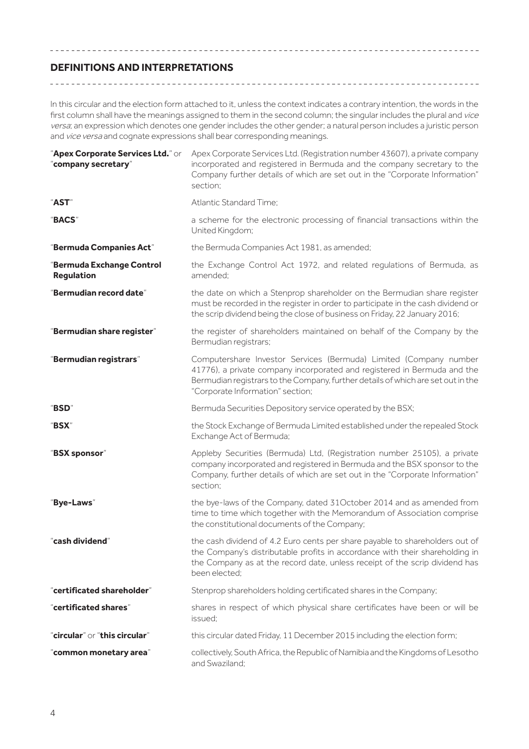## DEFINITIONS AND INTERPRETATIONS

In this circular and the election form attached to it, unless the context indicates a contrary intention, the words in the first column shall have the meanings assigned to them in the second column; the singular includes the plural and *vice versa*; an expression which denotes one gender includes the other gender; a natural person includes a juristic person and *vice versa* and cognate expressions shall bear corresponding meanings.

| | |
|---|---|
| "**Apex Corporate Services Ltd.**" or "**company secretary**" | Apex Corporate Services Ltd. (Registration number 43607), a private company incorporated and registered in Bermuda and the company secretary to the Company further details of which are set out in the "Corporate Information" section; |
| "**AST**" | Atlantic Standard Time; |
| "**BACS**" | a scheme for the electronic processing of financial transactions within the United Kingdom; |
| "**Bermuda Companies Act**" | the Bermuda Companies Act 1981, as amended; |
| "**Bermuda Exchange Control Regulation** | the Exchange Control Act 1972, and related regulations of Bermuda, as amended; |
| "**Bermudian record date**" | the date on which a Stenprop shareholder on the Bermudian share register must be recorded in the register in order to participate in the cash dividend or the scrip dividend being the close of business on Friday, 22 January 2016; |
| "**Bermudian share register**" | the register of shareholders maintained on behalf of the Company by the Bermudian registrars; |
| "**Bermudian registrars**" | Computershare Investor Services (Bermuda) Limited (Company number 41776), a private company incorporated and registered in Bermuda and the Bermudian registrars to the Company, further details of which are set out in the "Corporate Information" section; |
| "**BSD**" | Bermuda Securities Depository service operated by the BSX; |
| "**BSX**" | the Stock Exchange of Bermuda Limited established under the repealed Stock Exchange Act of Bermuda; |
| "**BSX sponsor**" | Appleby Securities (Bermuda) Ltd, (Registration number 25105), a private company incorporated and registered in Bermuda and the BSX sponsor to the Company, further details of which are set out in the "Corporate Information" section; |
| "**Bye-Laws**" | the bye-laws of the Company, dated 31October 2014 and as amended from time to time which together with the Memorandum of Association comprise the constitutional documents of the Company; |
| "**cash dividend**" | the cash dividend of 4.2 Euro cents per share payable to shareholders out of the Company's distributable profits in accordance with their shareholding in the Company as at the record date, unless receipt of the scrip dividend has been elected; |
| "**certificated shareholder**" | Stenprop shareholders holding certificated shares in the Company; |
| "**certificated shares**" | shares in respect of which physical share certificates have been or will be issued; |
| "**circular**" or "**this circular**" | this circular dated Friday, 11 December 2015 including the election form; |
| "**common monetary area**" | collectively, South Africa, the Republic of Namibia and the Kingdoms of Lesotho and Swaziland; |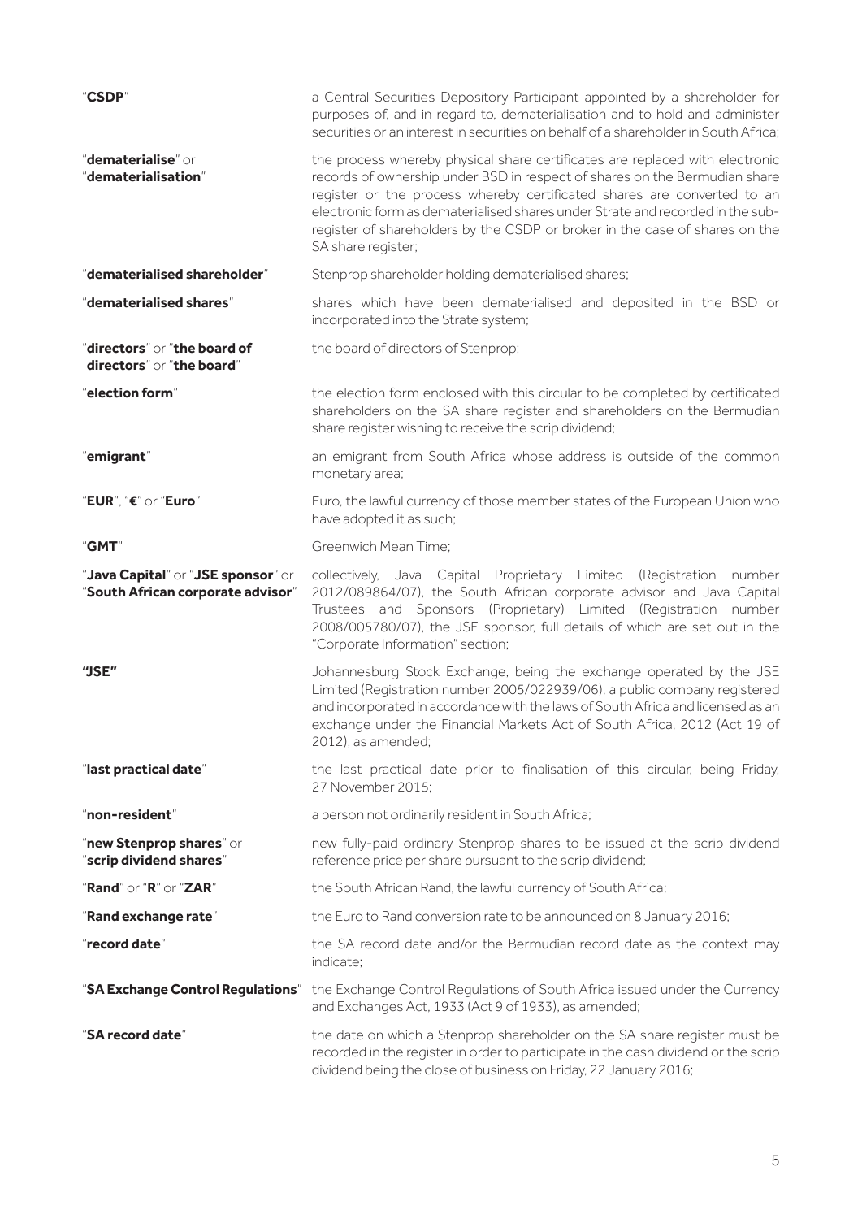| | |
|---|---|
| "**CSDP**" | a Central Securities Depository Participant appointed by a shareholder for purposes of, and in regard to, dematerialisation and to hold and administer securities or an interest in securities on behalf of a shareholder in South Africa; |
| "**dematerialise**" or "**dematerialisation**" | the process whereby physical share certificates are replaced with electronic records of ownership under BSD in respect of shares on the Bermudian share register or the process whereby certificated shares are converted to an electronic form as dematerialised shares under Strate and recorded in the sub-register of shareholders by the CSDP or broker in the case of shares on the SA share register; |
| "**dematerialised shareholder**" | Stenprop shareholder holding dematerialised shares; |
| "**dematerialised shares**" | shares which have been dematerialised and deposited in the BSD or incorporated into the Strate system; |
| "**directors**" or "**the board of directors**" or "**the board**" | the board of directors of Stenprop; |
| "**election form**" | the election form enclosed with this circular to be completed by certificated shareholders on the SA share register and shareholders on the Bermudian share register wishing to receive the scrip dividend; |
| "**emigrant**" | an emigrant from South Africa whose address is outside of the common monetary area; |
| "**EUR**", "**€**" or "**Euro**" | Euro, the lawful currency of those member states of the European Union who have adopted it as such; |
| "**GMT**" | Greenwich Mean Time; |
| "**Java Capital**" or "**JSE sponsor**" or "**South African corporate advisor**" | collectively, Java Capital Proprietary Limited (Registration number 2012/089864/07), the South African corporate advisor and Java Capital Trustees and Sponsors (Proprietary) Limited (Registration number 2008/005780/07), the JSE sponsor, full details of which are set out in the "Corporate Information" section; |
| "**JSE**" | Johannesburg Stock Exchange, being the exchange operated by the JSE Limited (Registration number 2005/022939/06), a public company registered and incorporated in accordance with the laws of South Africa and licensed as an exchange under the Financial Markets Act of South Africa, 2012 (Act 19 of 2012), as amended; |
| "**last practical date**" | the last practical date prior to finalisation of this circular, being Friday, 27 November 2015; |
| "**non-resident**" | a person not ordinarily resident in South Africa; |
| "**new Stenprop shares**" or "**scrip dividend shares**" | new fully-paid ordinary Stenprop shares to be issued at the scrip dividend reference price per share pursuant to the scrip dividend; |
| "**Rand**" or "**R**" or "**ZAR**" | the South African Rand, the lawful currency of South Africa; |
| "**Rand exchange rate**" | the Euro to Rand conversion rate to be announced on 8 January 2016; |
| "**record date**" | the SA record date and/or the Bermudian record date as the context may indicate; |
| "**SA Exchange Control Regulations**" | the Exchange Control Regulations of South Africa issued under the Currency and Exchanges Act, 1933 (Act 9 of 1933), as amended; |
| "**SA record date**" | the date on which a Stenprop shareholder on the SA share register must be recorded in the register in order to participate in the cash dividend or the scrip dividend being the close of business on Friday, 22 January 2016; |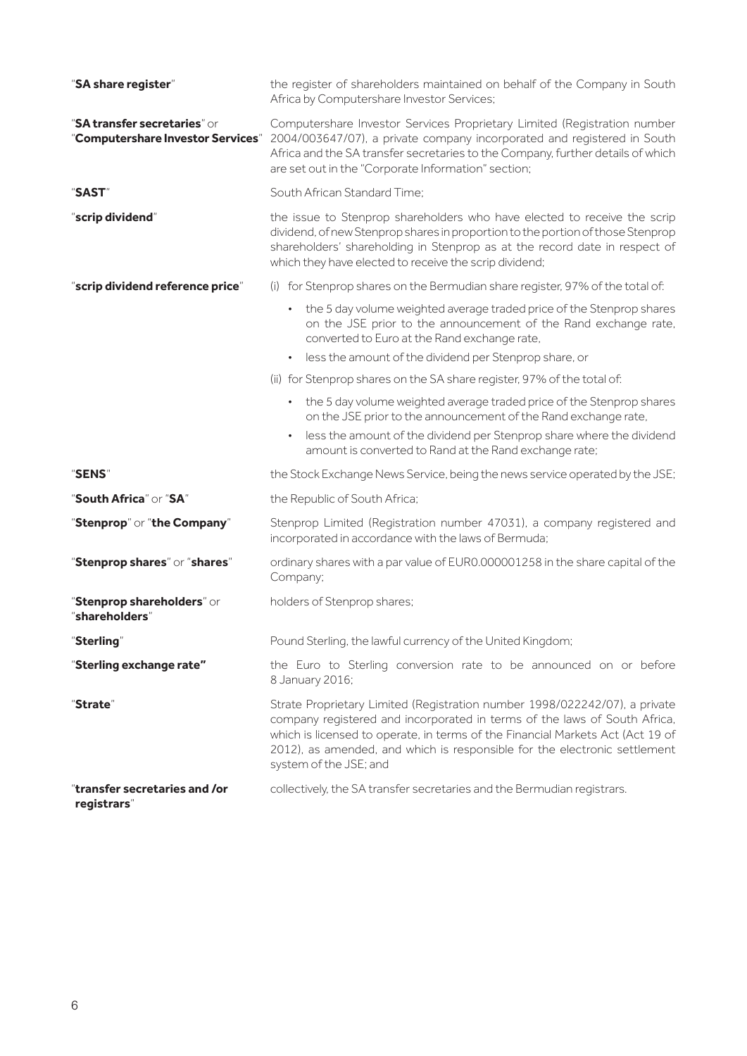| | |
|---|---|
| "**SA share register**" | the register of shareholders maintained on behalf of the Company in South Africa by Computershare Investor Services; |
| "**SA transfer secretaries**" or "**Computershare Investor Services**" | Computershare Investor Services Proprietary Limited (Registration number 2004/003647/07), a private company incorporated and registered in South Africa and the SA transfer secretaries to the Company, further details of which are set out in the "Corporate Information" section; |
| "**SAST**" | South African Standard Time; |
| "**scrip dividend**" | the issue to Stenprop shareholders who have elected to receive the scrip dividend, of new Stenprop shares in proportion to the portion of those Stenprop shareholders' shareholding in Stenprop as at the record date in respect of which they have elected to receive the scrip dividend; |
| "**scrip dividend reference price**" | (i) for Stenprop shares on the Bermudian share register, 97% of the total of:<br>• the 5 day volume weighted average traded price of the Stenprop shares on the JSE prior to the announcement of the Rand exchange rate, converted to Euro at the Rand exchange rate,<br>• less the amount of the dividend per Stenprop share, or<br>(ii) for Stenprop shares on the SA share register, 97% of the total of:<br>• the 5 day volume weighted average traded price of the Stenprop shares on the JSE prior to the announcement of the Rand exchange rate,<br>• less the amount of the dividend per Stenprop share where the dividend amount is converted to Rand at the Rand exchange rate; |
| "**SENS**" | the Stock Exchange News Service, being the news service operated by the JSE; |
| "**South Africa**" or "**SA**" | the Republic of South Africa; |
| "**Stenprop**" or "**the Company**" | Stenprop Limited (Registration number 47031), a company registered and incorporated in accordance with the laws of Bermuda; |
| "**Stenprop shares**" or "**shares**" | ordinary shares with a par value of EUR0.000001258 in the share capital of the Company; |
| "**Stenprop shareholders**" or "**shareholders**" | holders of Stenprop shares; |
| "**Sterling**" | Pound Sterling, the lawful currency of the United Kingdom; |
| "**Sterling exchange rate"** | the Euro to Sterling conversion rate to be announced on or before 8 January 2016; |
| "**Strate**" | Strate Proprietary Limited (Registration number 1998/022242/07), a private company registered and incorporated in terms of the laws of South Africa, which is licensed to operate, in terms of the Financial Markets Act (Act 19 of 2012), as amended, and which is responsible for the electronic settlement system of the JSE; and |
| "**transfer secretaries and /or registrars**" | collectively, the SA transfer secretaries and the Bermudian registrars. |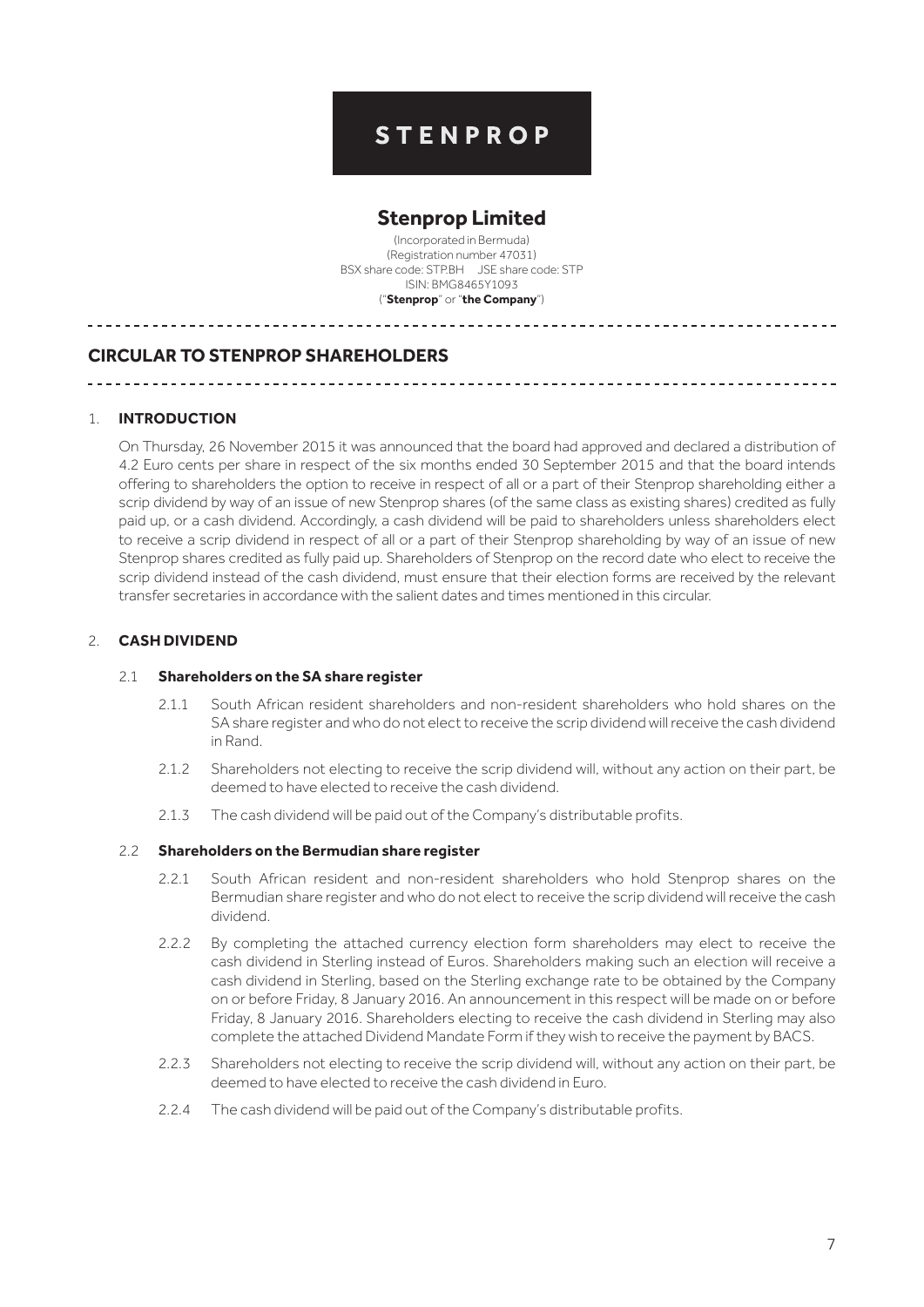# STENPROP

## Stenprop Limited

(Incorporated in Bermuda)
(Registration number 47031)
BSX share code: STP.BH JSE share code: STP
ISIN: BMG8465Y1093
("**Stenprop**" or "**the Company**")

---

## CIRCULAR TO STENPROP SHAREHOLDERS

---

### 1. INTRODUCTION

On Thursday, 26 November 2015 it was announced that the board had approved and declared a distribution of 4.2 Euro cents per share in respect of the six months ended 30 September 2015 and that the board intends offering to shareholders the option to receive in respect of all or a part of their Stenprop shareholding either a scrip dividend by way of an issue of new Stenprop shares (of the same class as existing shares) credited as fully paid up, or a cash dividend. Accordingly, a cash dividend will be paid to shareholders unless shareholders elect to receive a scrip dividend in respect of all or a part of their Stenprop shareholding by way of an issue of new Stenprop shares credited as fully paid up. Shareholders of Stenprop on the record date who elect to receive the scrip dividend instead of the cash dividend, must ensure that their election forms are received by the relevant transfer secretaries in accordance with the salient dates and times mentioned in this circular.

### 2. CASH DIVIDEND

#### 2.1 Shareholders on the SA share register

2.1.1 South African resident shareholders and non-resident shareholders who hold shares on the SA share register and who do not elect to receive the scrip dividend will receive the cash dividend in Rand.

2.1.2 Shareholders not electing to receive the scrip dividend will, without any action on their part, be deemed to have elected to receive the cash dividend.

2.1.3 The cash dividend will be paid out of the Company's distributable profits.

#### 2.2 Shareholders on the Bermudian share register

2.2.1 South African resident and non-resident shareholders who hold Stenprop shares on the Bermudian share register and who do not elect to receive the scrip dividend will receive the cash dividend.

2.2.2 By completing the attached currency election form shareholders may elect to receive the cash dividend in Sterling instead of Euros. Shareholders making such an election will receive a cash dividend in Sterling, based on the Sterling exchange rate to be obtained by the Company on or before Friday, 8 January 2016. An announcement in this respect will be made on or before Friday, 8 January 2016. Shareholders electing to receive the cash dividend in Sterling may also complete the attached Dividend Mandate Form if they wish to receive the payment by BACS.

2.2.3 Shareholders not electing to receive the scrip dividend will, without any action on their part, be deemed to have elected to receive the cash dividend in Euro.

2.2.4 The cash dividend will be paid out of the Company's distributable profits.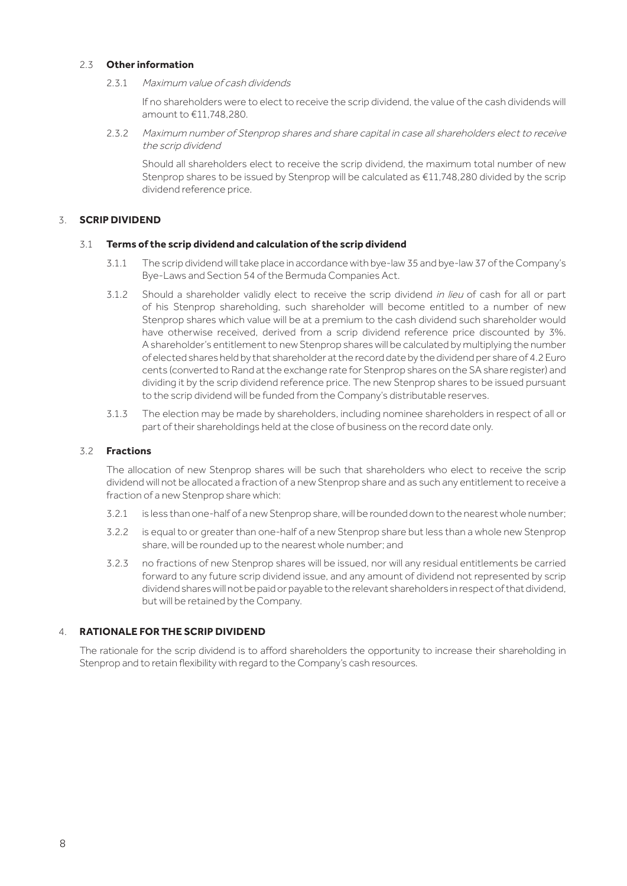### 2.3 Other information

2.3.1 *Maximum value of cash dividends*

If no shareholders were to elect to receive the scrip dividend, the value of the cash dividends will amount to €11,748,280.

2.3.2 *Maximum number of Stenprop shares and share capital in case all shareholders elect to receive the scrip dividend*

Should all shareholders elect to receive the scrip dividend, the maximum total number of new Stenprop shares to be issued by Stenprop will be calculated as €11,748,280 divided by the scrip dividend reference price.

## 3. SCRIP DIVIDEND

### 3.1 Terms of the scrip dividend and calculation of the scrip dividend

3.1.1 The scrip dividend will take place in accordance with bye-law 35 and bye-law 37 of the Company's Bye-Laws and Section 54 of the Bermuda Companies Act.

3.1.2 Should a shareholder validly elect to receive the scrip dividend *in lieu* of cash for all or part of his Stenprop shareholding, such shareholder will become entitled to a number of new Stenprop shares which value will be at a premium to the cash dividend such shareholder would have otherwise received, derived from a scrip dividend reference price discounted by 3%. A shareholder's entitlement to new Stenprop shares will be calculated by multiplying the number of elected shares held by that shareholder at the record date by the dividend per share of 4.2 Euro cents (converted to Rand at the exchange rate for Stenprop shares on the SA share register) and dividing it by the scrip dividend reference price. The new Stenprop shares to be issued pursuant to the scrip dividend will be funded from the Company's distributable reserves.

3.1.3 The election may be made by shareholders, including nominee shareholders in respect of all or part of their shareholdings held at the close of business on the record date only.

### 3.2 Fractions

The allocation of new Stenprop shares will be such that shareholders who elect to receive the scrip dividend will not be allocated a fraction of a new Stenprop share and as such any entitlement to receive a fraction of a new Stenprop share which:

3.2.1 is less than one-half of a new Stenprop share, will be rounded down to the nearest whole number;

3.2.2 is equal to or greater than one-half of a new Stenprop share but less than a whole new Stenprop share, will be rounded up to the nearest whole number; and

3.2.3 no fractions of new Stenprop shares will be issued, nor will any residual entitlements be carried forward to any future scrip dividend issue, and any amount of dividend not represented by scrip dividend shares will not be paid or payable to the relevant shareholders in respect of that dividend, but will be retained by the Company.

## 4. RATIONALE FOR THE SCRIP DIVIDEND

The rationale for the scrip dividend is to afford shareholders the opportunity to increase their shareholding in Stenprop and to retain flexibility with regard to the Company's cash resources.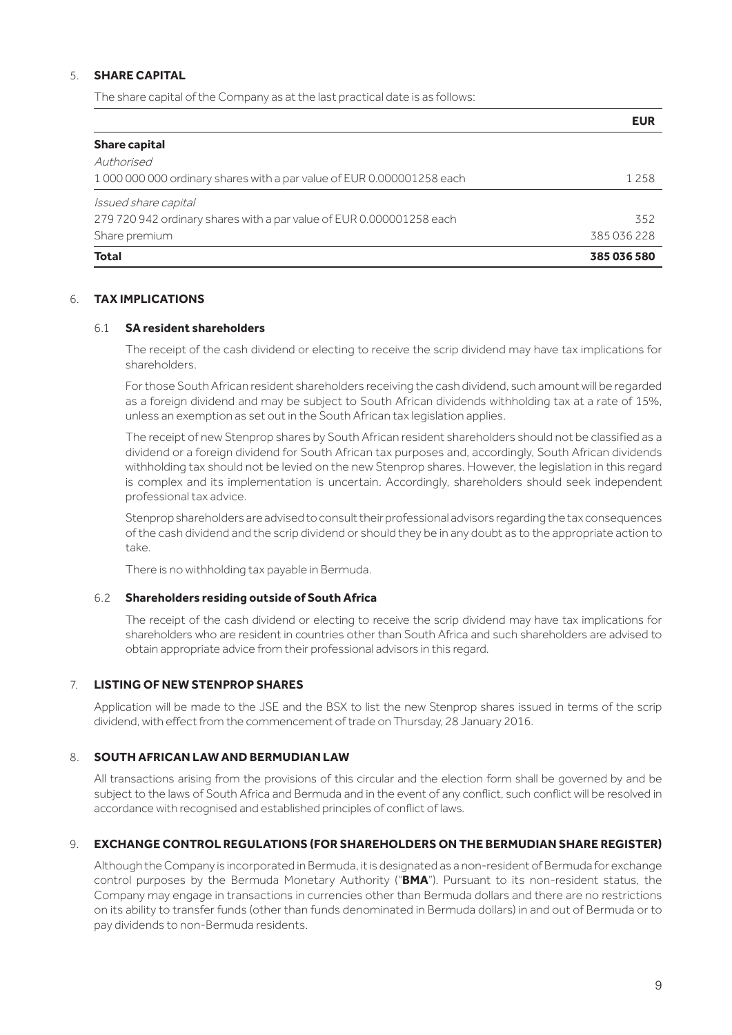## 5. SHARE CAPITAL

The share capital of the Company as at the last practical date is as follows:

| | EUR |
|---|---|
| **Share capital** | |
| *Authorised* | |
| 1 000 000 000 ordinary shares with a par value of EUR 0.000001258 each | 1 258 |
| *Issued share capital* | |
| 279 720 942 ordinary shares with a par value of EUR 0.000001258 each | 352 |
| Share premium | 385 036 228 |
| **Total** | **385 036 580** |

## 6. TAX IMPLICATIONS

### 6.1 SA resident shareholders

The receipt of the cash dividend or electing to receive the scrip dividend may have tax implications for shareholders.

For those South African resident shareholders receiving the cash dividend, such amount will be regarded as a foreign dividend and may be subject to South African dividends withholding tax at a rate of 15%, unless an exemption as set out in the South African tax legislation applies.

The receipt of new Stenprop shares by South African resident shareholders should not be classified as a dividend or a foreign dividend for South African tax purposes and, accordingly, South African dividends withholding tax should not be levied on the new Stenprop shares. However, the legislation in this regard is complex and its implementation is uncertain. Accordingly, shareholders should seek independent professional tax advice.

Stenprop shareholders are advised to consult their professional advisors regarding the tax consequences of the cash dividend and the scrip dividend or should they be in any doubt as to the appropriate action to take.

There is no withholding tax payable in Bermuda.

### 6.2 Shareholders residing outside of South Africa

The receipt of the cash dividend or electing to receive the scrip dividend may have tax implications for shareholders who are resident in countries other than South Africa and such shareholders are advised to obtain appropriate advice from their professional advisors in this regard.

## 7. LISTING OF NEW STENPROP SHARES

Application will be made to the JSE and the BSX to list the new Stenprop shares issued in terms of the scrip dividend, with effect from the commencement of trade on Thursday, 28 January 2016.

## 8. SOUTH AFRICAN LAW AND BERMUDIAN LAW

All transactions arising from the provisions of this circular and the election form shall be governed by and be subject to the laws of South Africa and Bermuda and in the event of any conflict, such conflict will be resolved in accordance with recognised and established principles of conflict of laws.

## 9. EXCHANGE CONTROL REGULATIONS (FOR SHAREHOLDERS ON THE BERMUDIAN SHARE REGISTER)

Although the Company is incorporated in Bermuda, it is designated as a non-resident of Bermuda for exchange control purposes by the Bermuda Monetary Authority ("**BMA**"). Pursuant to its non-resident status, the Company may engage in transactions in currencies other than Bermuda dollars and there are no restrictions on its ability to transfer funds (other than funds denominated in Bermuda dollars) in and out of Bermuda or to pay dividends to non-Bermuda residents.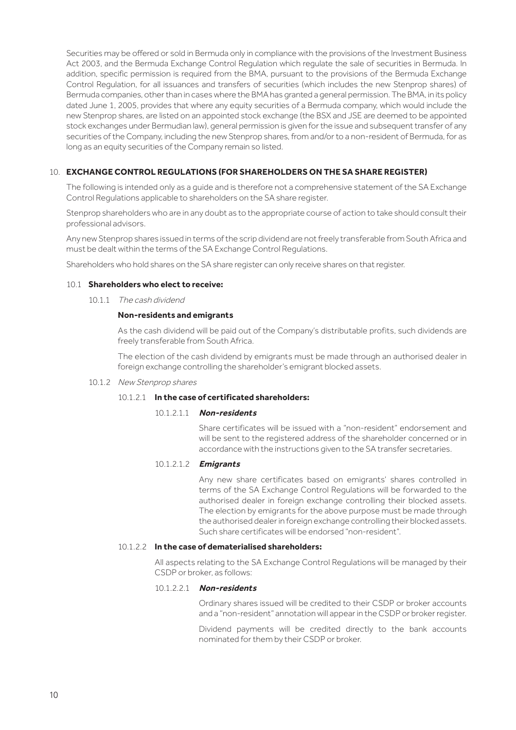Securities may be offered or sold in Bermuda only in compliance with the provisions of the Investment Business Act 2003, and the Bermuda Exchange Control Regulation which regulate the sale of securities in Bermuda. In addition, specific permission is required from the BMA, pursuant to the provisions of the Bermuda Exchange Control Regulation, for all issuances and transfers of securities (which includes the new Stenprop shares) of Bermuda companies, other than in cases where the BMA has granted a general permission. The BMA, in its policy dated June 1, 2005, provides that where any equity securities of a Bermuda company, which would include the new Stenprop shares, are listed on an appointed stock exchange (the BSX and JSE are deemed to be appointed stock exchanges under Bermudian law), general permission is given for the issue and subsequent transfer of any securities of the Company, including the new Stenprop shares, from and/or to a non-resident of Bermuda, for as long as an equity securities of the Company remain so listed.

## 10. EXCHANGE CONTROL REGULATIONS (FOR SHAREHOLDERS ON THE SA SHARE REGISTER)

The following is intended only as a guide and is therefore not a comprehensive statement of the SA Exchange Control Regulations applicable to shareholders on the SA share register.

Stenprop shareholders who are in any doubt as to the appropriate course of action to take should consult their professional advisors.

Any new Stenprop shares issued in terms of the scrip dividend are not freely transferable from South Africa and must be dealt within the terms of the SA Exchange Control Regulations.

Shareholders who hold shares on the SA share register can only receive shares on that register.

### 10.1 Shareholders who elect to receive:

10.1.1 *The cash dividend*

**Non-residents and emigrants**

As the cash dividend will be paid out of the Company's distributable profits, such dividends are freely transferable from South Africa.

The election of the cash dividend by emigrants must be made through an authorised dealer in foreign exchange controlling the shareholder's emigrant blocked assets.

10.1.2 *New Stenprop shares*

10.1.2.1 **In the case of certificated shareholders:**

10.1.2.1.1 ***Non-residents***

Share certificates will be issued with a "non-resident" endorsement and will be sent to the registered address of the shareholder concerned or in accordance with the instructions given to the SA transfer secretaries.

10.1.2.1.2 ***Emigrants***

Any new share certificates based on emigrants' shares controlled in terms of the SA Exchange Control Regulations will be forwarded to the authorised dealer in foreign exchange controlling their blocked assets. The election by emigrants for the above purpose must be made through the authorised dealer in foreign exchange controlling their blocked assets. Such share certificates will be endorsed "non-resident".

10.1.2.2 **In the case of dematerialised shareholders:**

All aspects relating to the SA Exchange Control Regulations will be managed by their CSDP or broker, as follows:

10.1.2.2.1 ***Non-residents***

Ordinary shares issued will be credited to their CSDP or broker accounts and a "non-resident" annotation will appear in the CSDP or broker register.

Dividend payments will be credited directly to the bank accounts nominated for them by their CSDP or broker.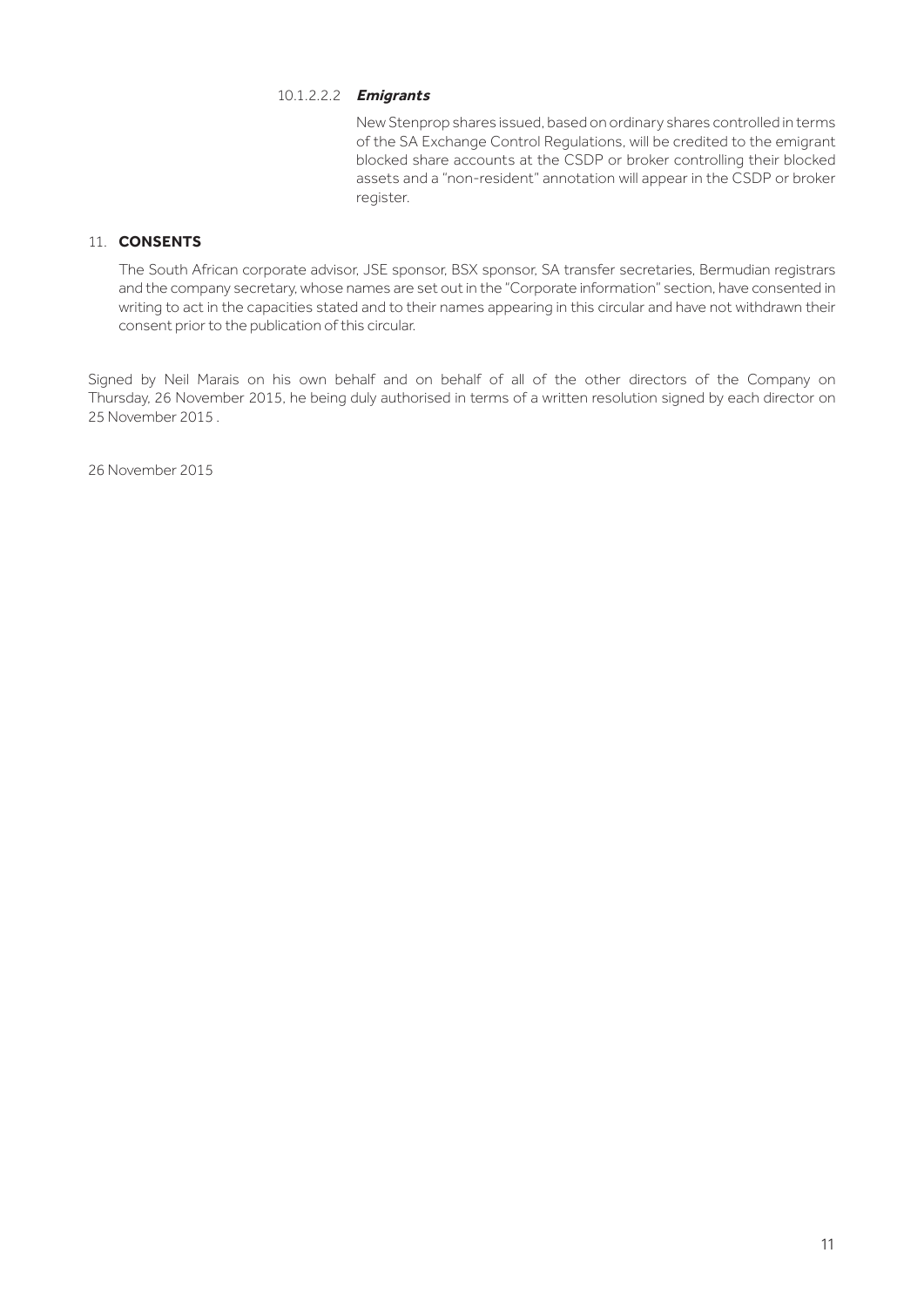10.1.2.2.2 ***Emigrants***

New Stenprop shares issued, based on ordinary shares controlled in terms of the SA Exchange Control Regulations, will be credited to the emigrant blocked share accounts at the CSDP or broker controlling their blocked assets and a "non-resident" annotation will appear in the CSDP or broker register.

## 11. CONSENTS

The South African corporate advisor, JSE sponsor, BSX sponsor, SA transfer secretaries, Bermudian registrars and the company secretary, whose names are set out in the "Corporate information" section, have consented in writing to act in the capacities stated and to their names appearing in this circular and have not withdrawn their consent prior to the publication of this circular.

Signed by Neil Marais on his own behalf and on behalf of all of the other directors of the Company on Thursday, 26 November 2015, he being duly authorised in terms of a written resolution signed by each director on 25 November 2015 .

26 November 2015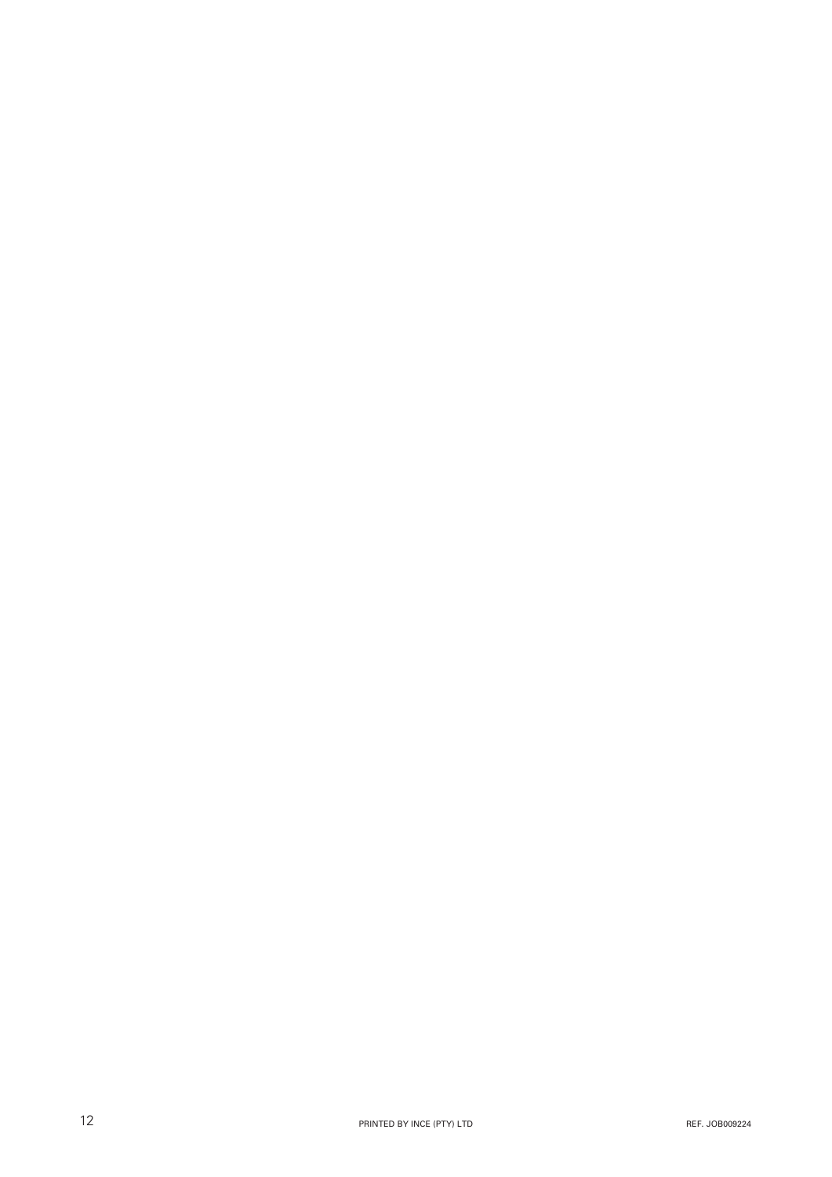PRINTED BY INCE (PTY) LTD

REF. JOB009224